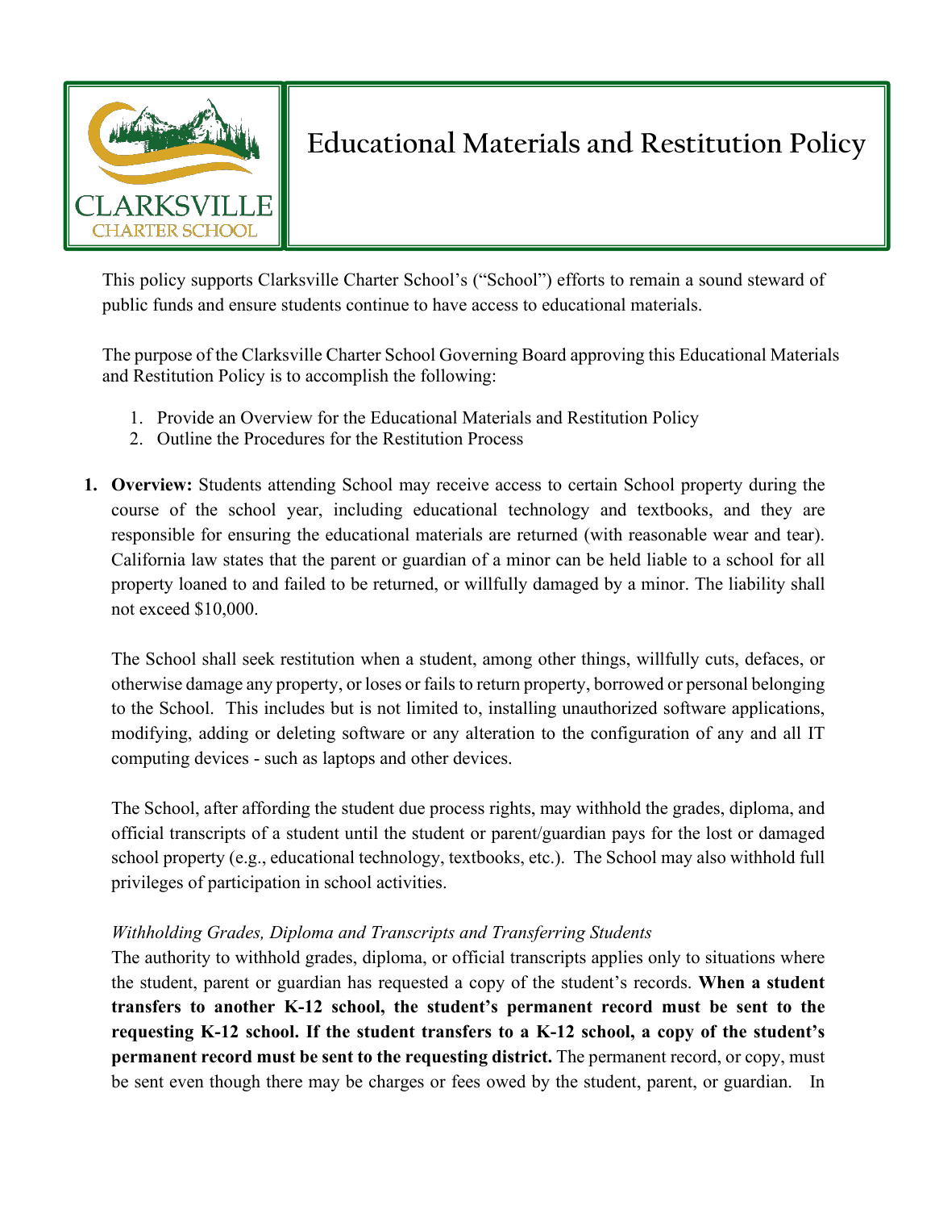# Educational Materials and Restitution Policy

This policy supports Clarksville Charter School's ("School") efforts to remain a sound steward of public funds and ensure students continue to have access to educational materials.

The purpose of the Clarksville Charter School Governing Board approving this Educational Materials and Restitution Policy is to accomplish the following:

1. Provide an Overview for the Educational Materials and Restitution Policy
2. Outline the Procedures for the Restitution Process

1. **Overview:** Students attending School may receive access to certain School property during the course of the school year, including educational technology and textbooks, and they are responsible for ensuring the educational materials are returned (with reasonable wear and tear). California law states that the parent or guardian of a minor can be held liable to a school for all property loaned to and failed to be returned, or willfully damaged by a minor. The liability shall not exceed $10,000.

   The School shall seek restitution when a student, among other things, willfully cuts, defaces, or otherwise damage any property, or loses or fails to return property, borrowed or personal belonging to the School. This includes but is not limited to, installing unauthorized software applications, modifying, adding or deleting software or any alteration to the configuration of any and all IT computing devices - such as laptops and other devices.

   The School, after affording the student due process rights, may withhold the grades, diploma, and official transcripts of a student until the student or parent/guardian pays for the lost or damaged school property (e.g., educational technology, textbooks, etc.). The School may also withhold full privileges of participation in school activities.

   *Withholding Grades, Diploma and Transcripts and Transferring Students*

   The authority to withhold grades, diploma, or official transcripts applies only to situations where the student, parent or guardian has requested a copy of the student's records. **When a student transfers to another K-12 school, the student's permanent record must be sent to the requesting K-12 school. If the student transfers to a K-12 school, a copy of the student's permanent record must be sent to the requesting district.** The permanent record, or copy, must be sent even though there may be charges or fees owed by the student, parent, or guardian. In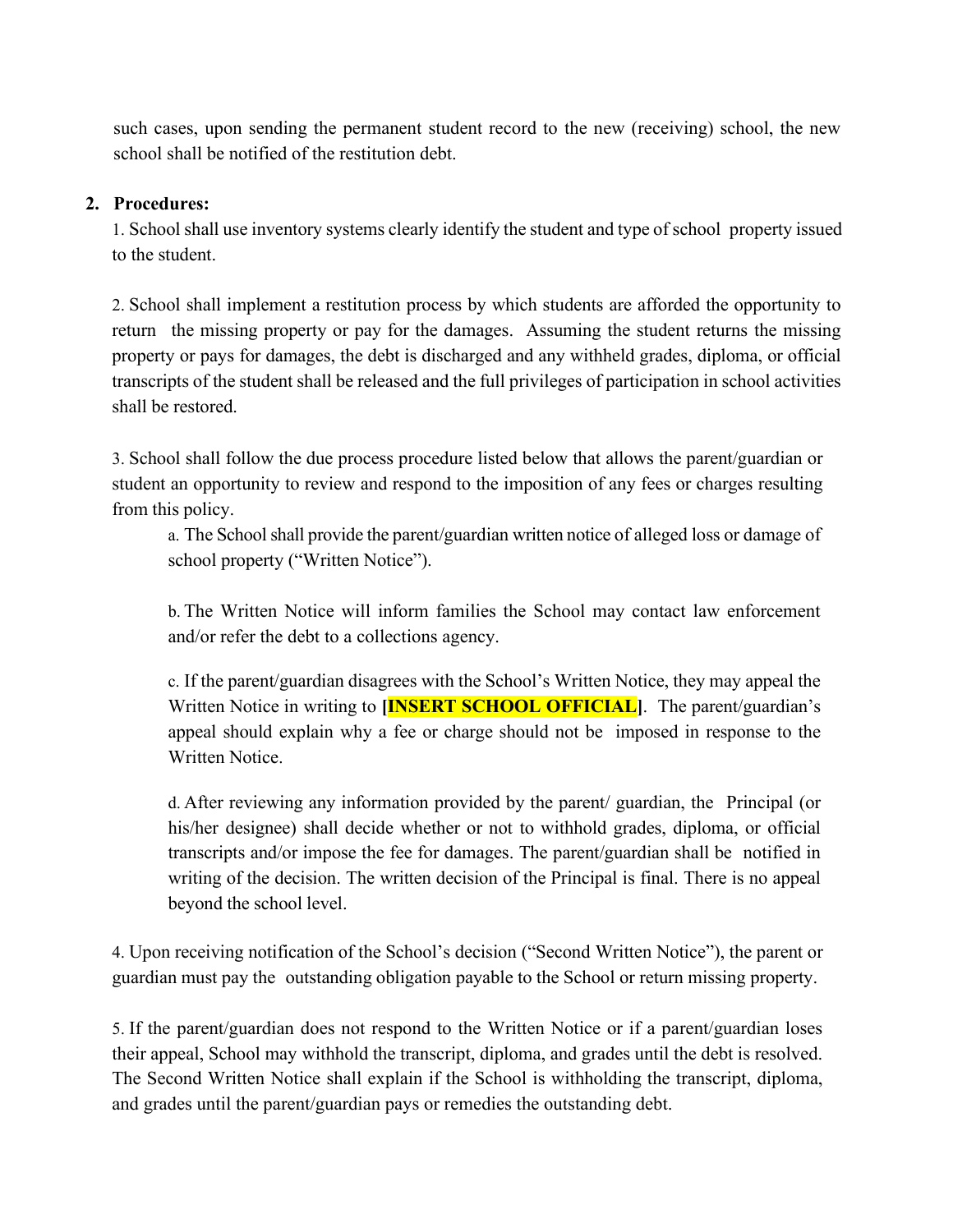such cases, upon sending the permanent student record to the new (receiving) school, the new school shall be notified of the restitution debt.

2. **Procedures:**

1. School shall use inventory systems clearly identify the student and type of school property issued to the student.

2. School shall implement a restitution process by which students are afforded the opportunity to return the missing property or pay for the damages. Assuming the student returns the missing property or pays for damages, the debt is discharged and any withheld grades, diploma, or official transcripts of the student shall be released and the full privileges of participation in school activities shall be restored.

3. School shall follow the due process procedure listed below that allows the parent/guardian or student an opportunity to review and respond to the imposition of any fees or charges resulting from this policy.

   a. The School shall provide the parent/guardian written notice of alleged loss or damage of school property ("Written Notice").

   b. The Written Notice will inform families the School may contact law enforcement and/or refer the debt to a collections agency.

   c. If the parent/guardian disagrees with the School's Written Notice, they may appeal the Written Notice in writing to **[INSERT SCHOOL OFFICIAL]**. The parent/guardian's appeal should explain why a fee or charge should not be imposed in response to the Written Notice.

   d. After reviewing any information provided by the parent/ guardian, the Principal (or his/her designee) shall decide whether or not to withhold grades, diploma, or official transcripts and/or impose the fee for damages. The parent/guardian shall be notified in writing of the decision. The written decision of the Principal is final. There is no appeal beyond the school level.

4. Upon receiving notification of the School's decision ("Second Written Notice"), the parent or guardian must pay the outstanding obligation payable to the School or return missing property.

5. If the parent/guardian does not respond to the Written Notice or if a parent/guardian loses their appeal, School may withhold the transcript, diploma, and grades until the debt is resolved. The Second Written Notice shall explain if the School is withholding the transcript, diploma, and grades until the parent/guardian pays or remedies the outstanding debt.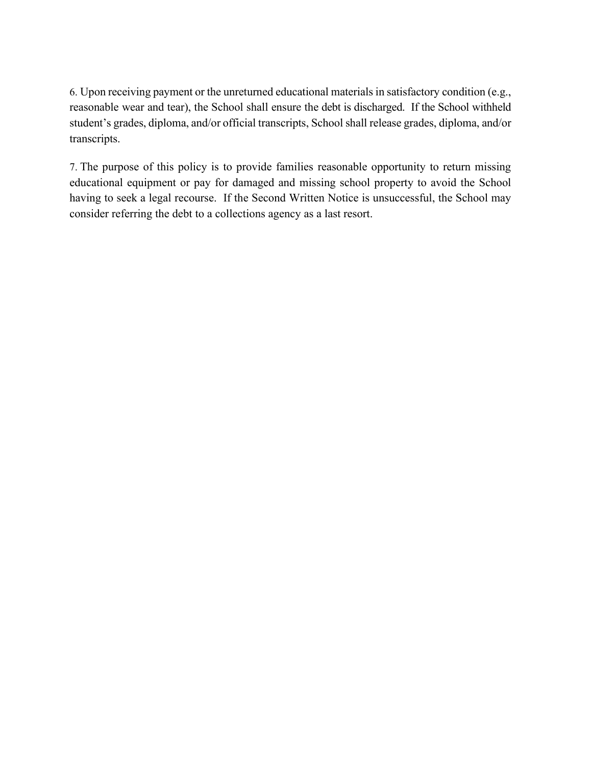6. Upon receiving payment or the unreturned educational materials in satisfactory condition (e.g., reasonable wear and tear), the School shall ensure the debt is discharged. If the School withheld student's grades, diploma, and/or official transcripts, School shall release grades, diploma, and/or transcripts.

7. The purpose of this policy is to provide families reasonable opportunity to return missing educational equipment or pay for damaged and missing school property to avoid the School having to seek a legal recourse. If the Second Written Notice is unsuccessful, the School may consider referring the debt to a collections agency as a last resort.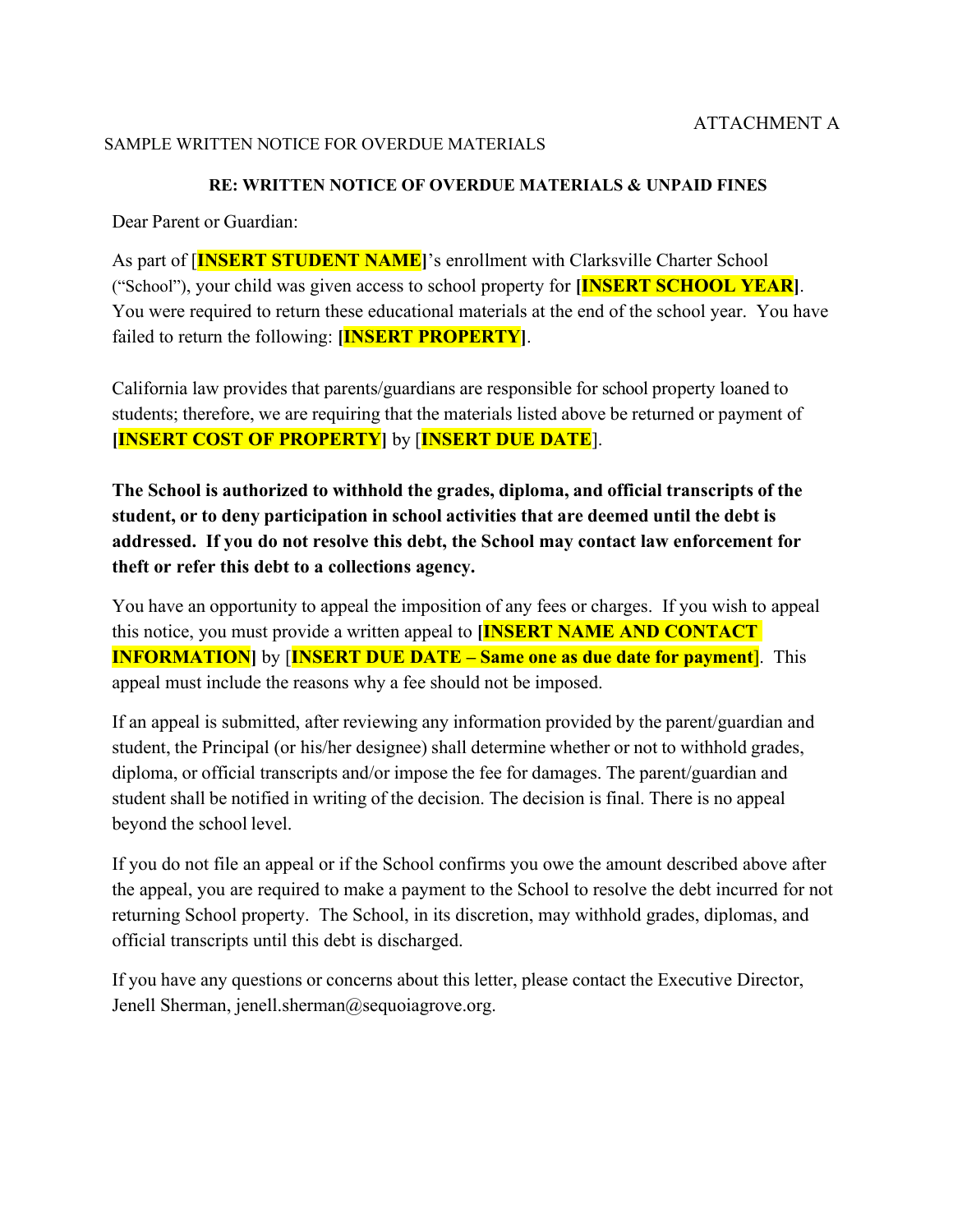ATTACHMENT A

SAMPLE WRITTEN NOTICE FOR OVERDUE MATERIALS

**RE: WRITTEN NOTICE OF OVERDUE MATERIALS & UNPAID FINES**

Dear Parent or Guardian:

As part of [**INSERT STUDENT NAME**]'s enrollment with Clarksville Charter School ("School"), your child was given access to school property for **[INSERT SCHOOL YEAR]**. You were required to return these educational materials at the end of the school year. You have failed to return the following: **[INSERT PROPERTY]**.

California law provides that parents/guardians are responsible for school property loaned to students; therefore, we are requiring that the materials listed above be returned or payment of **[INSERT COST OF PROPERTY]** by [**INSERT DUE DATE**].

**The School is authorized to withhold the grades, diploma, and official transcripts of the student, or to deny participation in school activities that are deemed until the debt is addressed. If you do not resolve this debt, the School may contact law enforcement for theft or refer this debt to a collections agency.**

You have an opportunity to appeal the imposition of any fees or charges. If you wish to appeal this notice, you must provide a written appeal to **[INSERT NAME AND CONTACT INFORMATION]** by [**INSERT DUE DATE – Same one as due date for payment**]. This appeal must include the reasons why a fee should not be imposed.

If an appeal is submitted, after reviewing any information provided by the parent/guardian and student, the Principal (or his/her designee) shall determine whether or not to withhold grades, diploma, or official transcripts and/or impose the fee for damages. The parent/guardian and student shall be notified in writing of the decision. The decision is final. There is no appeal beyond the school level.

If you do not file an appeal or if the School confirms you owe the amount described above after the appeal, you are required to make a payment to the School to resolve the debt incurred for not returning School property. The School, in its discretion, may withhold grades, diplomas, and official transcripts until this debt is discharged.

If you have any questions or concerns about this letter, please contact the Executive Director, Jenell Sherman, jenell.sherman@sequoiagrove.org.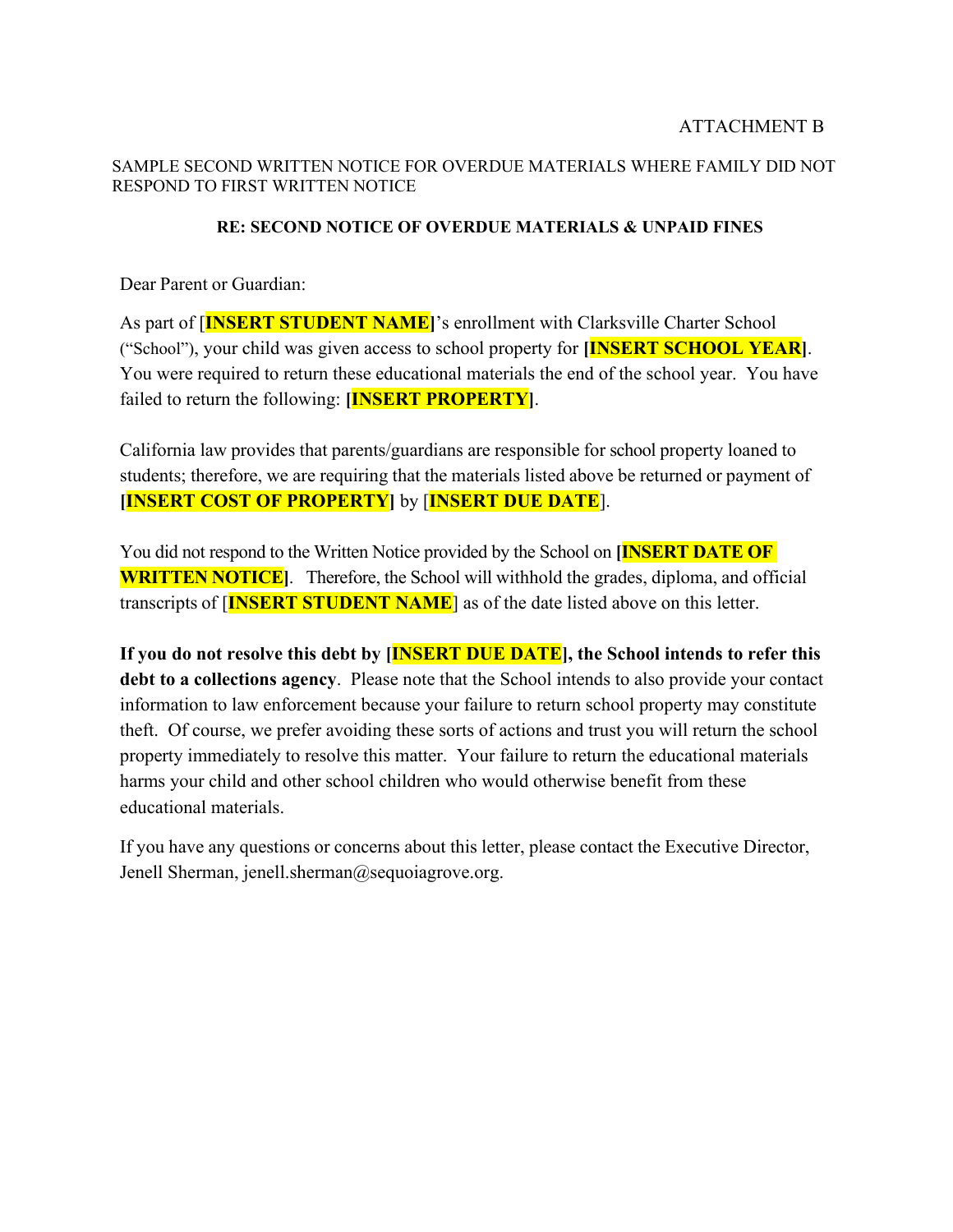ATTACHMENT B

SAMPLE SECOND WRITTEN NOTICE FOR OVERDUE MATERIALS WHERE FAMILY DID NOT RESPOND TO FIRST WRITTEN NOTICE

**RE: SECOND NOTICE OF OVERDUE MATERIALS & UNPAID FINES**

Dear Parent or Guardian:

As part of [**INSERT STUDENT NAME**]'s enrollment with Clarksville Charter School ("School"), your child was given access to school property for **[INSERT SCHOOL YEAR]**. You were required to return these educational materials the end of the school year. You have failed to return the following: **[INSERT PROPERTY]**.

California law provides that parents/guardians are responsible for school property loaned to students; therefore, we are requiring that the materials listed above be returned or payment of **[INSERT COST OF PROPERTY]** by [**INSERT DUE DATE**].

You did not respond to the Written Notice provided by the School on **[INSERT DATE OF WRITTEN NOTICE]**. Therefore, the School will withhold the grades, diploma, and official transcripts of [**INSERT STUDENT NAME**] as of the date listed above on this letter.

**If you do not resolve this debt by [INSERT DUE DATE], the School intends to refer this debt to a collections agency**. Please note that the School intends to also provide your contact information to law enforcement because your failure to return school property may constitute theft. Of course, we prefer avoiding these sorts of actions and trust you will return the school property immediately to resolve this matter. Your failure to return the educational materials harms your child and other school children who would otherwise benefit from these educational materials.

If you have any questions or concerns about this letter, please contact the Executive Director, Jenell Sherman, jenell.sherman@sequoiagrove.org.